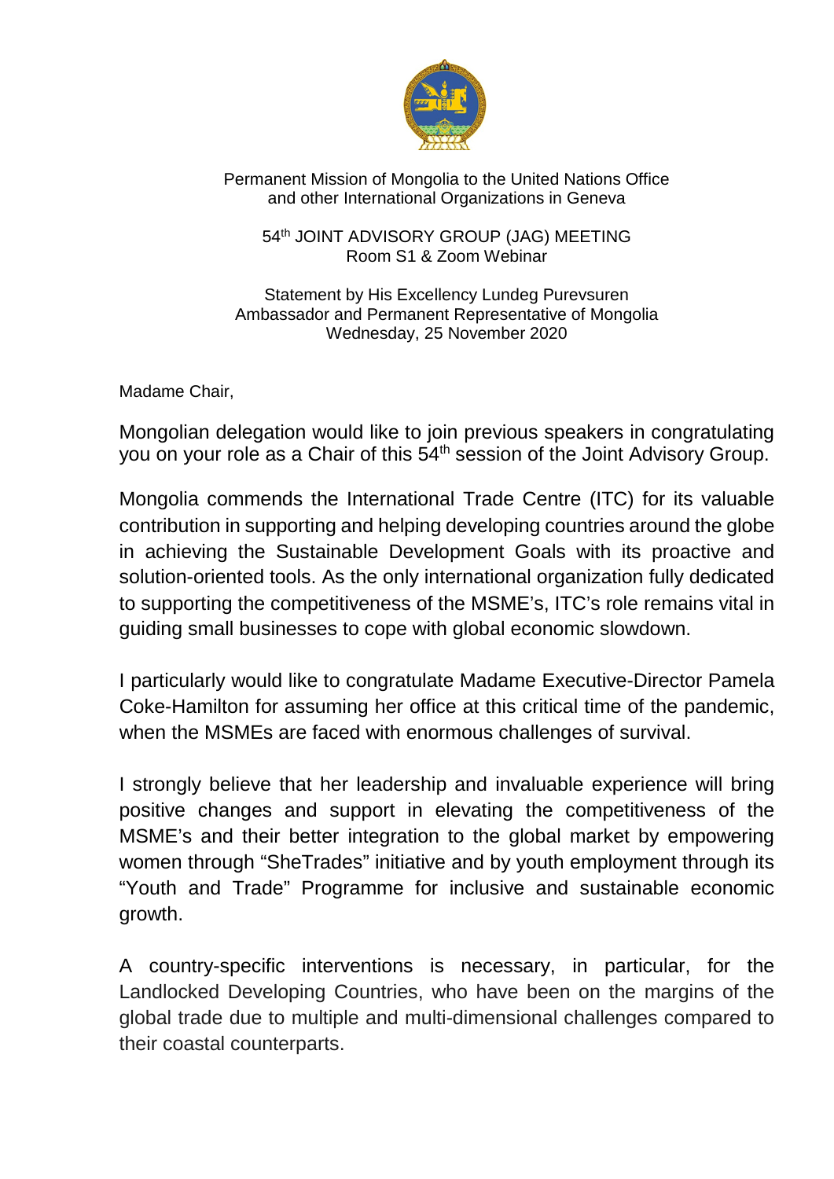Permanent Mission of Mongolia to the United Nations Office and other International Organizations in Geneva

54th JOINT ADVISORY GROUP (JAG) MEETING
Room S1 & Zoom Webinar

Statement by His Excellency Lundeg Purevsuren
Ambassador and Permanent Representative of Mongolia
Wednesday, 25 November 2020

Madame Chair,

Mongolian delegation would like to join previous speakers in congratulating you on your role as a Chair of this 54th session of the Joint Advisory Group.

Mongolia commends the International Trade Centre (ITC) for its valuable contribution in supporting and helping developing countries around the globe in achieving the Sustainable Development Goals with its proactive and solution-oriented tools. As the only international organization fully dedicated to supporting the competitiveness of the MSME's, ITC's role remains vital in guiding small businesses to cope with global economic slowdown.

I particularly would like to congratulate Madame Executive-Director Pamela Coke-Hamilton for assuming her office at this critical time of the pandemic, when the MSMEs are faced with enormous challenges of survival.

I strongly believe that her leadership and invaluable experience will bring positive changes and support in elevating the competitiveness of the MSME's and their better integration to the global market by empowering women through "SheTrades" initiative and by youth employment through its "Youth and Trade" Programme for inclusive and sustainable economic growth.

A country-specific interventions is necessary, in particular, for the Landlocked Developing Countries, who have been on the margins of the global trade due to multiple and multi-dimensional challenges compared to their coastal counterparts.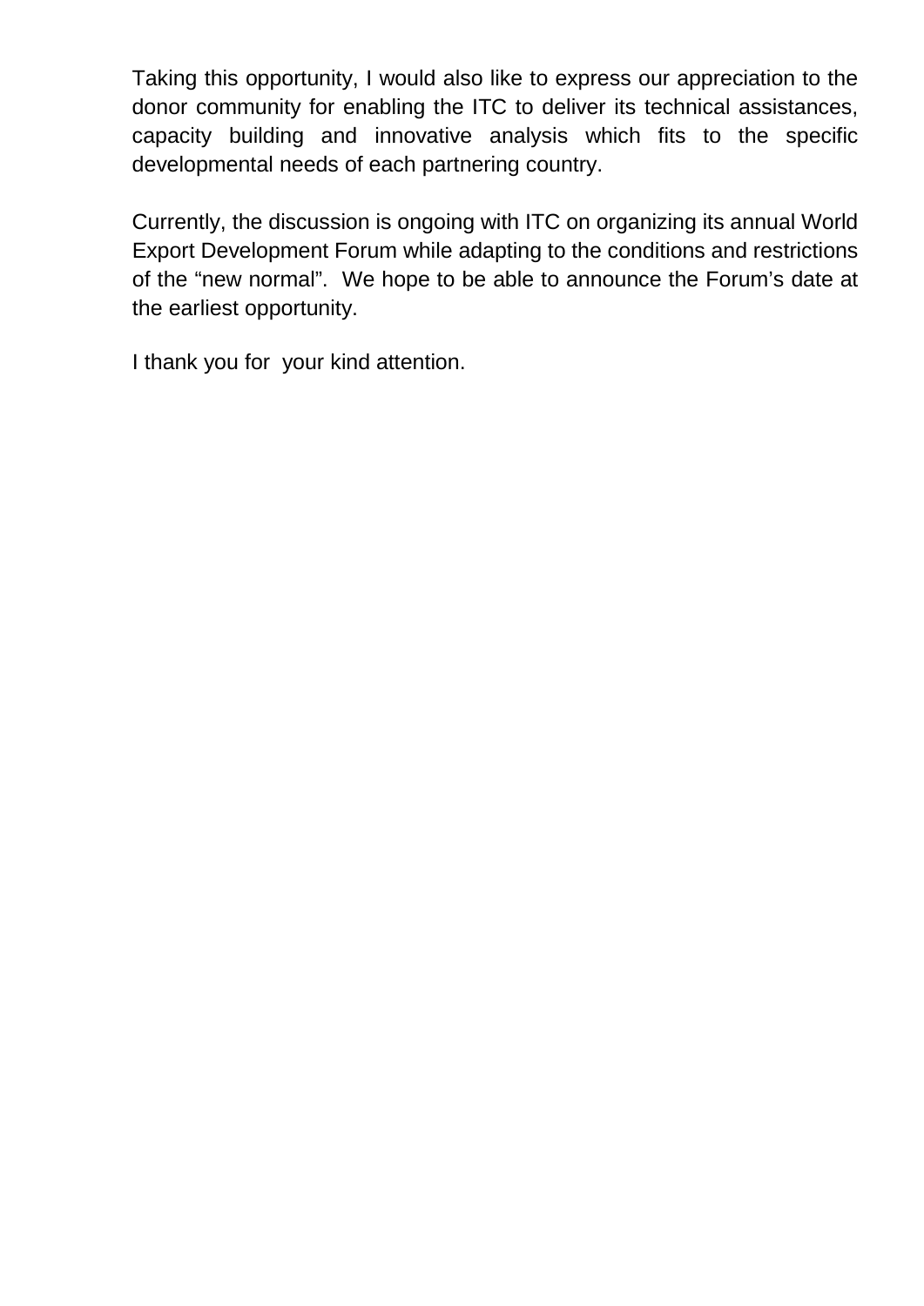Taking this opportunity, I would also like to express our appreciation to the donor community for enabling the ITC to deliver its technical assistances, capacity building and innovative analysis which fits to the specific developmental needs of each partnering country.

Currently, the discussion is ongoing with ITC on organizing its annual World Export Development Forum while adapting to the conditions and restrictions of the “new normal”. We hope to be able to announce the Forum’s date at the earliest opportunity.

I thank you for your kind attention.